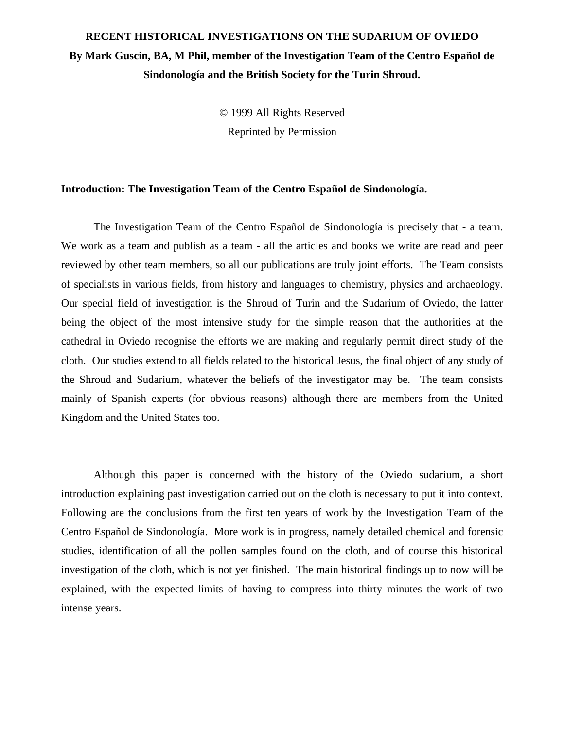# RECENT HISTORICAL INVESTIGATIONS ON THE SUDARIUM OF OVIEDO

**By Mark Guscin, BA, M Phil, member of the Investigation Team of the Centro Español de Sindonología and the British Society for the Turin Shroud.**

© 1999 All Rights Reserved

Reprinted by Permission

## Introduction: The Investigation Team of the Centro Español de Sindonología.

The Investigation Team of the Centro Español de Sindonología is precisely that - a team. We work as a team and publish as a team - all the articles and books we write are read and peer reviewed by other team members, so all our publications are truly joint efforts. The Team consists of specialists in various fields, from history and languages to chemistry, physics and archaeology. Our special field of investigation is the Shroud of Turin and the Sudarium of Oviedo, the latter being the object of the most intensive study for the simple reason that the authorities at the cathedral in Oviedo recognise the efforts we are making and regularly permit direct study of the cloth. Our studies extend to all fields related to the historical Jesus, the final object of any study of the Shroud and Sudarium, whatever the beliefs of the investigator may be. The team consists mainly of Spanish experts (for obvious reasons) although there are members from the United Kingdom and the United States too.

Although this paper is concerned with the history of the Oviedo sudarium, a short introduction explaining past investigation carried out on the cloth is necessary to put it into context. Following are the conclusions from the first ten years of work by the Investigation Team of the Centro Español de Sindonología. More work is in progress, namely detailed chemical and forensic studies, identification of all the pollen samples found on the cloth, and of course this historical investigation of the cloth, which is not yet finished. The main historical findings up to now will be explained, with the expected limits of having to compress into thirty minutes the work of two intense years.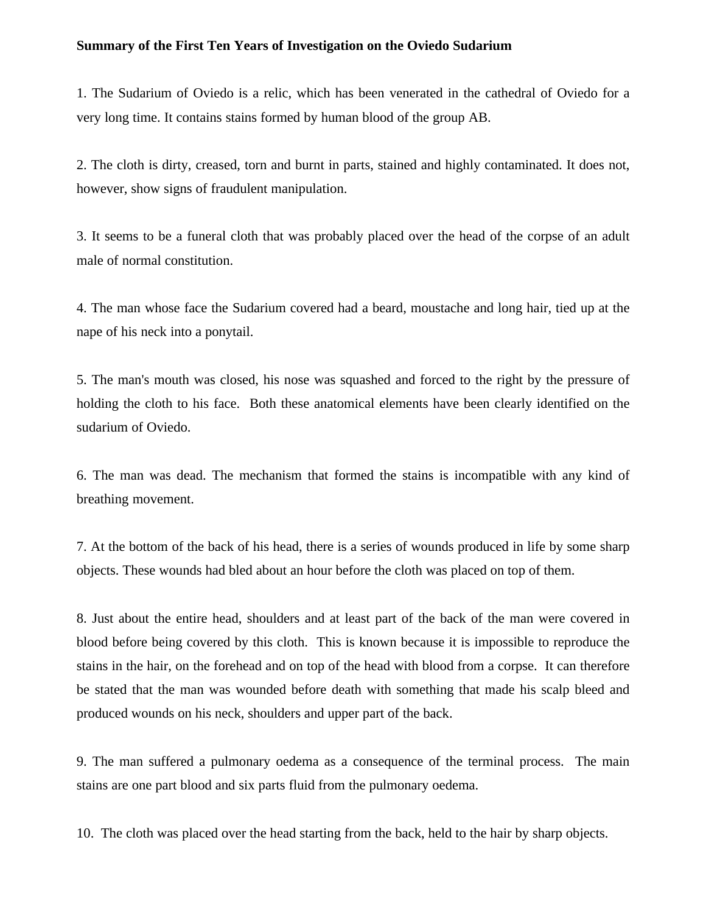**Summary of the First Ten Years of Investigation on the Oviedo Sudarium**

1. The Sudarium of Oviedo is a relic, which has been venerated in the cathedral of Oviedo for a very long time. It contains stains formed by human blood of the group AB.

2. The cloth is dirty, creased, torn and burnt in parts, stained and highly contaminated. It does not, however, show signs of fraudulent manipulation.

3. It seems to be a funeral cloth that was probably placed over the head of the corpse of an adult male of normal constitution.

4. The man whose face the Sudarium covered had a beard, moustache and long hair, tied up at the nape of his neck into a ponytail.

5. The man's mouth was closed, his nose was squashed and forced to the right by the pressure of holding the cloth to his face. Both these anatomical elements have been clearly identified on the sudarium of Oviedo.

6. The man was dead. The mechanism that formed the stains is incompatible with any kind of breathing movement.

7. At the bottom of the back of his head, there is a series of wounds produced in life by some sharp objects. These wounds had bled about an hour before the cloth was placed on top of them.

8. Just about the entire head, shoulders and at least part of the back of the man were covered in blood before being covered by this cloth. This is known because it is impossible to reproduce the stains in the hair, on the forehead and on top of the head with blood from a corpse. It can therefore be stated that the man was wounded before death with something that made his scalp bleed and produced wounds on his neck, shoulders and upper part of the back.

9. The man suffered a pulmonary oedema as a consequence of the terminal process. The main stains are one part blood and six parts fluid from the pulmonary oedema.

10. The cloth was placed over the head starting from the back, held to the hair by sharp objects.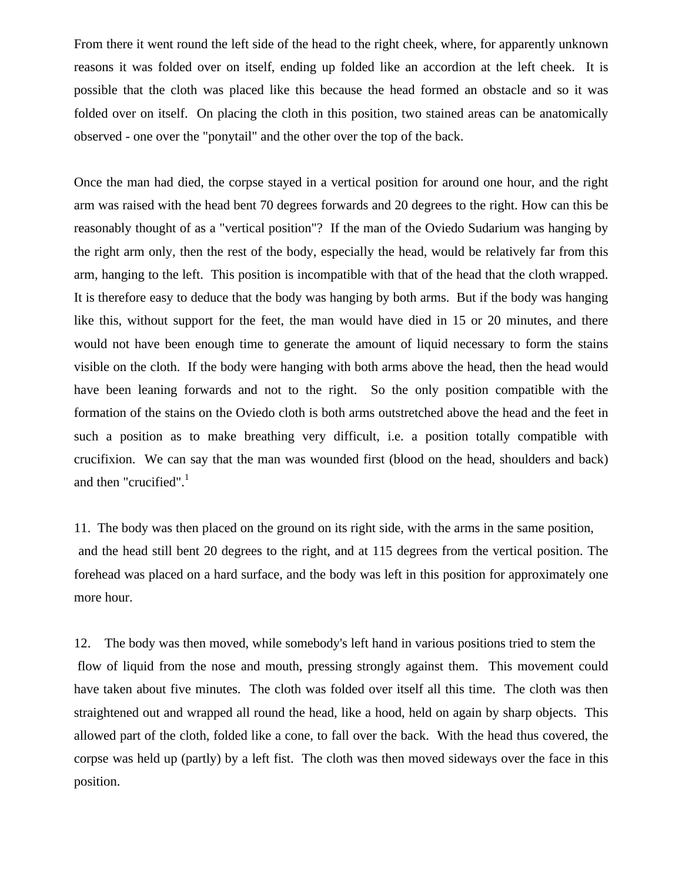From there it went round the left side of the head to the right cheek, where, for apparently unknown reasons it was folded over on itself, ending up folded like an accordion at the left cheek. It is possible that the cloth was placed like this because the head formed an obstacle and so it was folded over on itself. On placing the cloth in this position, two stained areas can be anatomically observed - one over the "ponytail" and the other over the top of the back.

Once the man had died, the corpse stayed in a vertical position for around one hour, and the right arm was raised with the head bent 70 degrees forwards and 20 degrees to the right. How can this be reasonably thought of as a "vertical position"? If the man of the Oviedo Sudarium was hanging by the right arm only, then the rest of the body, especially the head, would be relatively far from this arm, hanging to the left. This position is incompatible with that of the head that the cloth wrapped. It is therefore easy to deduce that the body was hanging by both arms. But if the body was hanging like this, without support for the feet, the man would have died in 15 or 20 minutes, and there would not have been enough time to generate the amount of liquid necessary to form the stains visible on the cloth. If the body were hanging with both arms above the head, then the head would have been leaning forwards and not to the right. So the only position compatible with the formation of the stains on the Oviedo cloth is both arms outstretched above the head and the feet in such a position as to make breathing very difficult, i.e. a position totally compatible with crucifixion. We can say that the man was wounded first (blood on the head, shoulders and back) and then "crucified".[1]

11. The body was then placed on the ground on its right side, with the arms in the same position, and the head still bent 20 degrees to the right, and at 115 degrees from the vertical position. The forehead was placed on a hard surface, and the body was left in this position for approximately one more hour.

12. The body was then moved, while somebody's left hand in various positions tried to stem the flow of liquid from the nose and mouth, pressing strongly against them. This movement could have taken about five minutes. The cloth was folded over itself all this time. The cloth was then straightened out and wrapped all round the head, like a hood, held on again by sharp objects. This allowed part of the cloth, folded like a cone, to fall over the back. With the head thus covered, the corpse was held up (partly) by a left fist. The cloth was then moved sideways over the face in this position.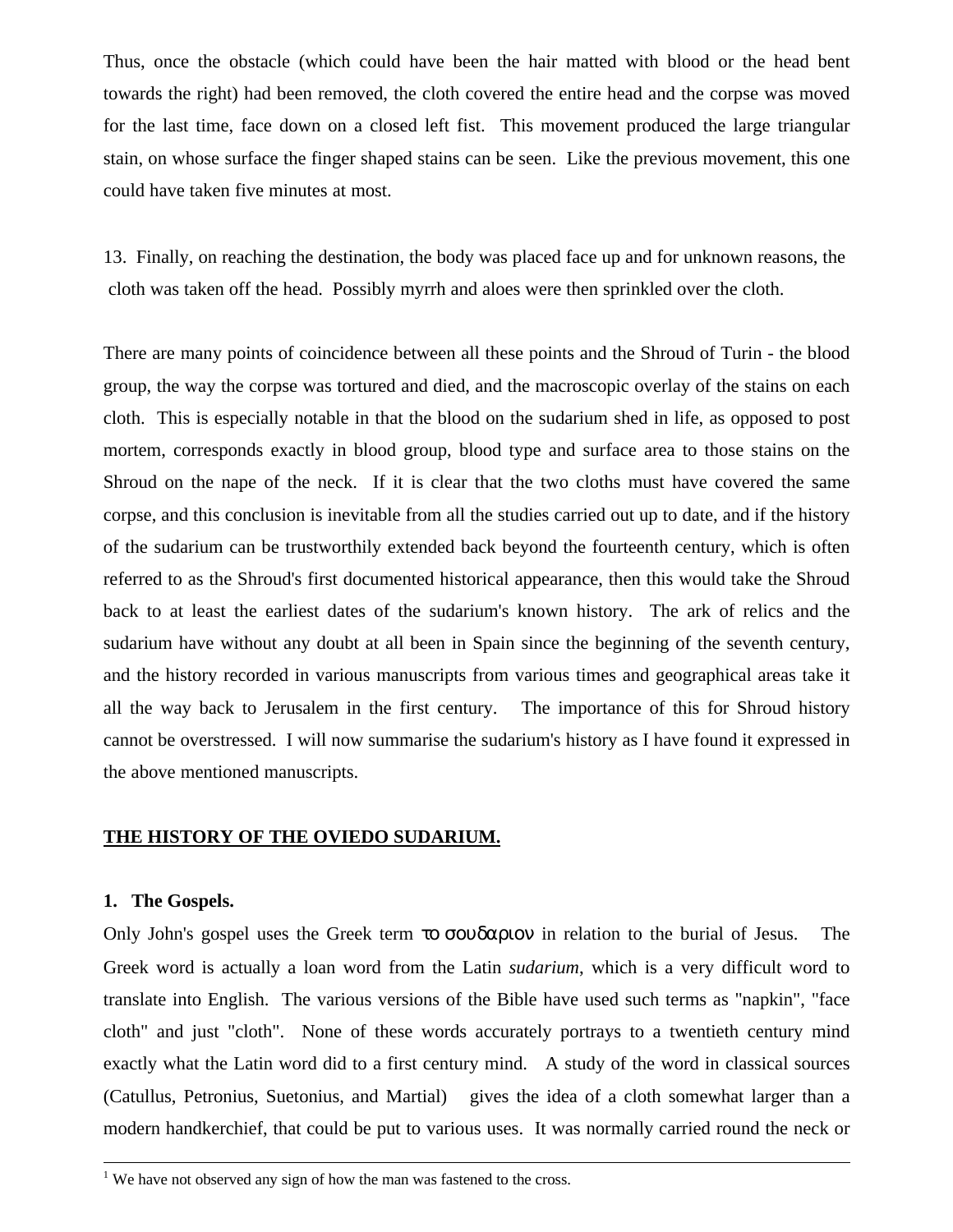Thus, once the obstacle (which could have been the hair matted with blood or the head bent towards the right) had been removed, the cloth covered the entire head and the corpse was moved for the last time, face down on a closed left fist. This movement produced the large triangular stain, on whose surface the finger shaped stains can be seen. Like the previous movement, this one could have taken five minutes at most.

13. Finally, on reaching the destination, the body was placed face up and for unknown reasons, the cloth was taken off the head. Possibly myrrh and aloes were then sprinkled over the cloth.

There are many points of coincidence between all these points and the Shroud of Turin - the blood group, the way the corpse was tortured and died, and the macroscopic overlay of the stains on each cloth. This is especially notable in that the blood on the sudarium shed in life, as opposed to post mortem, corresponds exactly in blood group, blood type and surface area to those stains on the Shroud on the nape of the neck. If it is clear that the two cloths must have covered the same corpse, and this conclusion is inevitable from all the studies carried out up to date, and if the history of the sudarium can be trustworthily extended back beyond the fourteenth century, which is often referred to as the Shroud's first documented historical appearance, then this would take the Shroud back to at least the earliest dates of the sudarium's known history. The ark of relics and the sudarium have without any doubt at all been in Spain since the beginning of the seventh century, and the history recorded in various manuscripts from various times and geographical areas take it all the way back to Jerusalem in the first century. The importance of this for Shroud history cannot be overstressed. I will now summarise the sudarium's history as I have found it expressed in the above mentioned manuscripts.

## THE HISTORY OF THE OVIEDO SUDARIUM.

### 1. The Gospels.

Only John's gospel uses the Greek term το σουδαριον in relation to the burial of Jesus. The Greek word is actually a loan word from the Latin *sudarium*, which is a very difficult word to translate into English. The various versions of the Bible have used such terms as "napkin", "face cloth" and just "cloth". None of these words accurately portrays to a twentieth century mind exactly what the Latin word did to a first century mind. A study of the word in classical sources (Catullus, Petronius, Suetonius, and Martial) gives the idea of a cloth somewhat larger than a modern handkerchief, that could be put to various uses. It was normally carried round the neck or

[1] We have not observed any sign of how the man was fastened to the cross.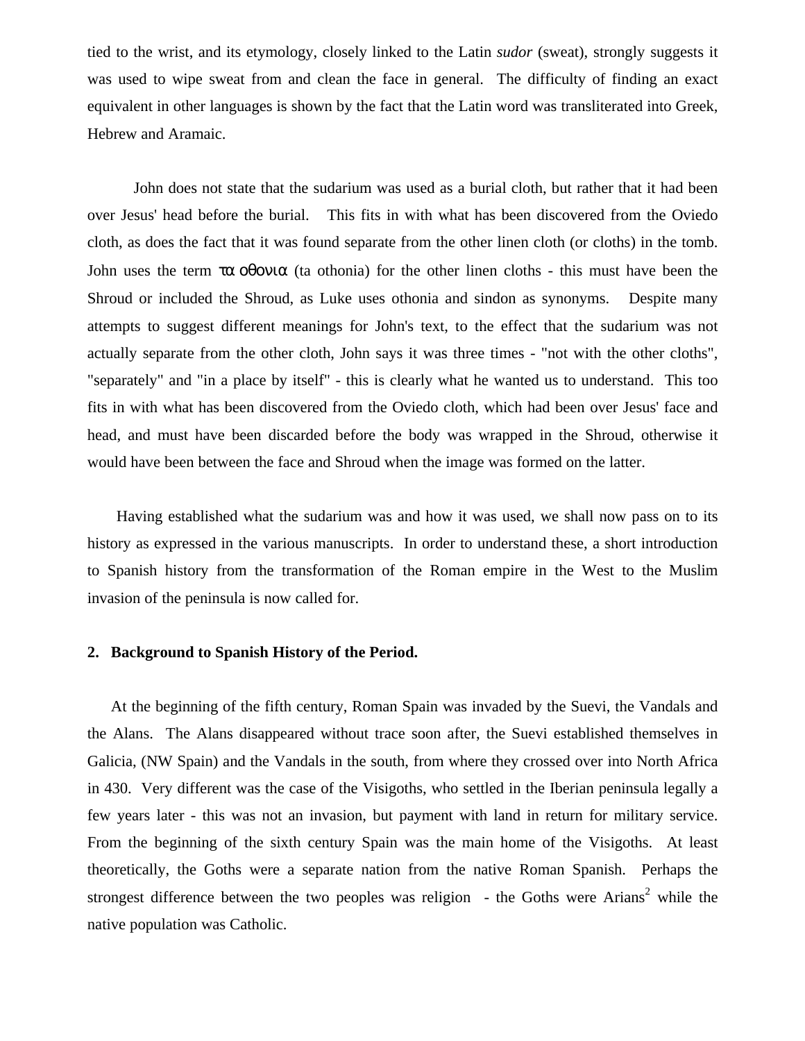tied to the wrist, and its etymology, closely linked to the Latin *sudor* (sweat), strongly suggests it was used to wipe sweat from and clean the face in general. The difficulty of finding an exact equivalent in other languages is shown by the fact that the Latin word was transliterated into Greek, Hebrew and Aramaic.

John does not state that the sudarium was used as a burial cloth, but rather that it had been over Jesus' head before the burial. This fits in with what has been discovered from the Oviedo cloth, as does the fact that it was found separate from the other linen cloth (or cloths) in the tomb. John uses the term τα οθονια (ta othonia) for the other linen cloths - this must have been the Shroud or included the Shroud, as Luke uses othonia and sindon as synonyms. Despite many attempts to suggest different meanings for John's text, to the effect that the sudarium was not actually separate from the other cloth, John says it was three times - "not with the other cloths", "separately" and "in a place by itself" - this is clearly what he wanted us to understand. This too fits in with what has been discovered from the Oviedo cloth, which had been over Jesus' face and head, and must have been discarded before the body was wrapped in the Shroud, otherwise it would have been between the face and Shroud when the image was formed on the latter.

Having established what the sudarium was and how it was used, we shall now pass on to its history as expressed in the various manuscripts. In order to understand these, a short introduction to Spanish history from the transformation of the Roman empire in the West to the Muslim invasion of the peninsula is now called for.

## 2. Background to Spanish History of the Period.

At the beginning of the fifth century, Roman Spain was invaded by the Suevi, the Vandals and the Alans. The Alans disappeared without trace soon after, the Suevi established themselves in Galicia, (NW Spain) and the Vandals in the south, from where they crossed over into North Africa in 430. Very different was the case of the Visigoths, who settled in the Iberian peninsula legally a few years later - this was not an invasion, but payment with land in return for military service. From the beginning of the sixth century Spain was the main home of the Visigoths. At least theoretically, the Goths were a separate nation from the native Roman Spanish. Perhaps the strongest difference between the two peoples was religion - the Goths were Arians[2] while the native population was Catholic.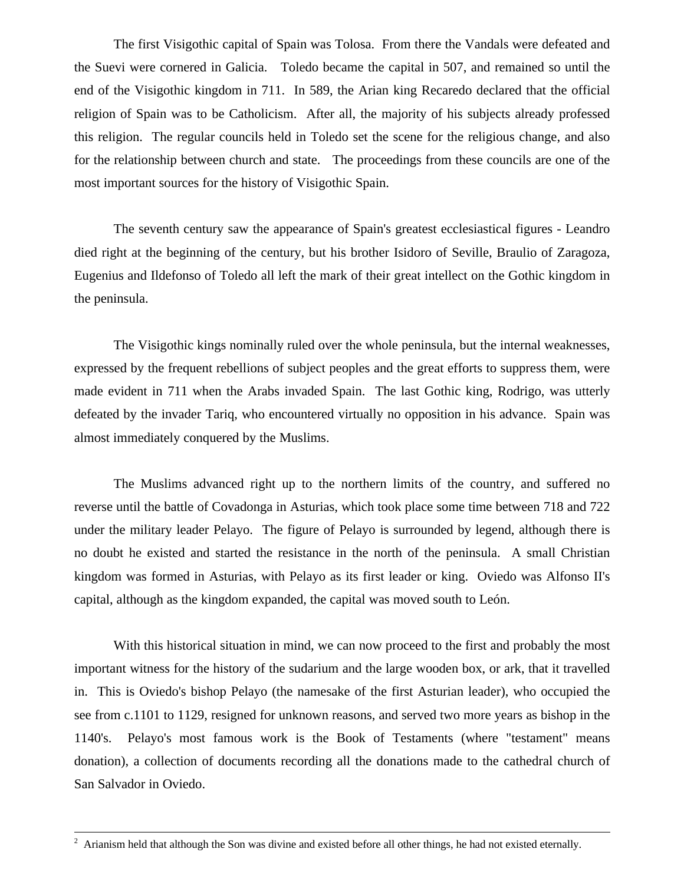The first Visigothic capital of Spain was Tolosa. From there the Vandals were defeated and the Suevi were cornered in Galicia. Toledo became the capital in 507, and remained so until the end of the Visigothic kingdom in 711. In 589, the Arian king Recaredo declared that the official religion of Spain was to be Catholicism. After all, the majority of his subjects already professed this religion. The regular councils held in Toledo set the scene for the religious change, and also for the relationship between church and state. The proceedings from these councils are one of the most important sources for the history of Visigothic Spain.

The seventh century saw the appearance of Spain's greatest ecclesiastical figures - Leandro died right at the beginning of the century, but his brother Isidoro of Seville, Braulio of Zaragoza, Eugenius and Ildefonso of Toledo all left the mark of their great intellect on the Gothic kingdom in the peninsula.

The Visigothic kings nominally ruled over the whole peninsula, but the internal weaknesses, expressed by the frequent rebellions of subject peoples and the great efforts to suppress them, were made evident in 711 when the Arabs invaded Spain. The last Gothic king, Rodrigo, was utterly defeated by the invader Tariq, who encountered virtually no opposition in his advance. Spain was almost immediately conquered by the Muslims.

The Muslims advanced right up to the northern limits of the country, and suffered no reverse until the battle of Covadonga in Asturias, which took place some time between 718 and 722 under the military leader Pelayo. The figure of Pelayo is surrounded by legend, although there is no doubt he existed and started the resistance in the north of the peninsula. A small Christian kingdom was formed in Asturias, with Pelayo as its first leader or king. Oviedo was Alfonso II's capital, although as the kingdom expanded, the capital was moved south to León.

With this historical situation in mind, we can now proceed to the first and probably the most important witness for the history of the sudarium and the large wooden box, or ark, that it travelled in. This is Oviedo's bishop Pelayo (the namesake of the first Asturian leader), who occupied the see from c.1101 to 1129, resigned for unknown reasons, and served two more years as bishop in the 1140's. Pelayo's most famous work is the Book of Testaments (where "testament" means donation), a collection of documents recording all the donations made to the cathedral church of San Salvador in Oviedo.

---

[2] Arianism held that although the Son was divine and existed before all other things, he had not existed eternally.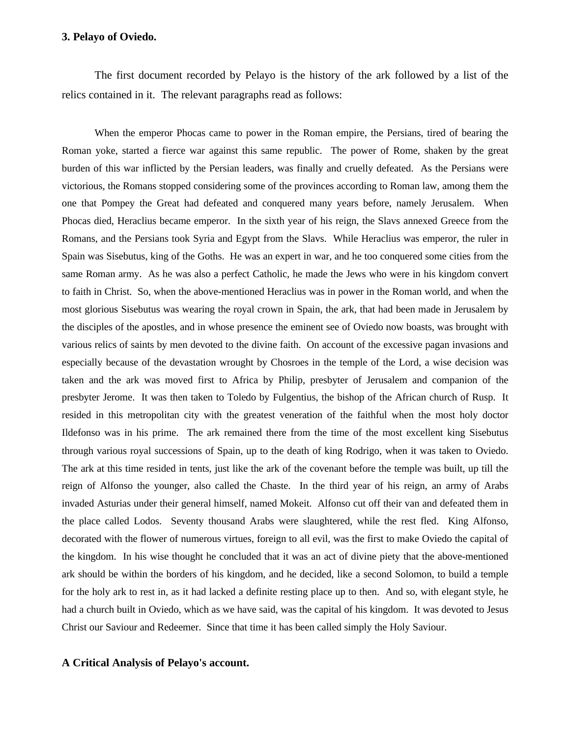**3. Pelayo of Oviedo.**

The first document recorded by Pelayo is the history of the ark followed by a list of the relics contained in it. The relevant paragraphs read as follows:

> When the emperor Phocas came to power in the Roman empire, the Persians, tired of bearing the Roman yoke, started a fierce war against this same republic. The power of Rome, shaken by the great burden of this war inflicted by the Persian leaders, was finally and cruelly defeated. As the Persians were victorious, the Romans stopped considering some of the provinces according to Roman law, among them the one that Pompey the Great had defeated and conquered many years before, namely Jerusalem. When Phocas died, Heraclius became emperor. In the sixth year of his reign, the Slavs annexed Greece from the Romans, and the Persians took Syria and Egypt from the Slavs. While Heraclius was emperor, the ruler in Spain was Sisebutus, king of the Goths. He was an expert in war, and he too conquered some cities from the same Roman army. As he was also a perfect Catholic, he made the Jews who were in his kingdom convert to faith in Christ. So, when the above-mentioned Heraclius was in power in the Roman world, and when the most glorious Sisebutus was wearing the royal crown in Spain, the ark, that had been made in Jerusalem by the disciples of the apostles, and in whose presence the eminent see of Oviedo now boasts, was brought with various relics of saints by men devoted to the divine faith. On account of the excessive pagan invasions and especially because of the devastation wrought by Chosroes in the temple of the Lord, a wise decision was taken and the ark was moved first to Africa by Philip, presbyter of Jerusalem and companion of the presbyter Jerome. It was then taken to Toledo by Fulgentius, the bishop of the African church of Rusp. It resided in this metropolitan city with the greatest veneration of the faithful when the most holy doctor Ildefonso was in his prime. The ark remained there from the time of the most excellent king Sisebutus through various royal successions of Spain, up to the death of king Rodrigo, when it was taken to Oviedo. The ark at this time resided in tents, just like the ark of the covenant before the temple was built, up till the reign of Alfonso the younger, also called the Chaste. In the third year of his reign, an army of Arabs invaded Asturias under their general himself, named Mokeit. Alfonso cut off their van and defeated them in the place called Lodos. Seventy thousand Arabs were slaughtered, while the rest fled. King Alfonso, decorated with the flower of numerous virtues, foreign to all evil, was the first to make Oviedo the capital of the kingdom. In his wise thought he concluded that it was an act of divine piety that the above-mentioned ark should be within the borders of his kingdom, and he decided, like a second Solomon, to build a temple for the holy ark to rest in, as it had lacked a definite resting place up to then. And so, with elegant style, he had a church built in Oviedo, which as we have said, was the capital of his kingdom. It was devoted to Jesus Christ our Saviour and Redeemer. Since that time it has been called simply the Holy Saviour.

**A Critical Analysis of Pelayo's account.**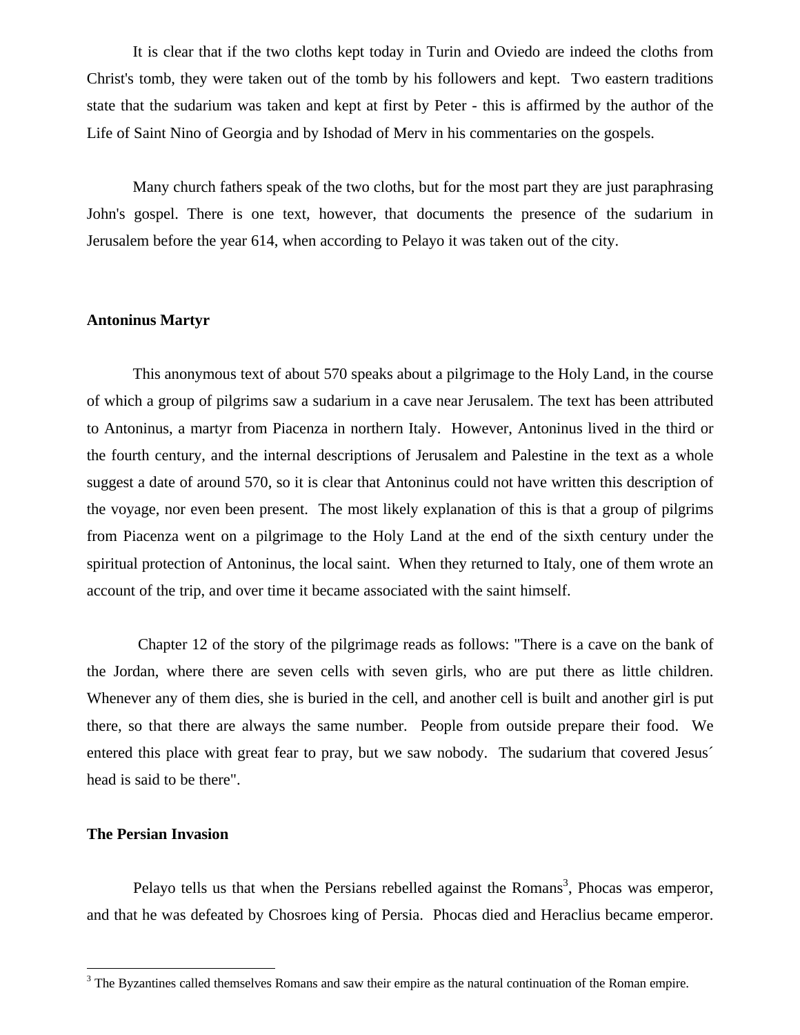It is clear that if the two cloths kept today in Turin and Oviedo are indeed the cloths from Christ's tomb, they were taken out of the tomb by his followers and kept. Two eastern traditions state that the sudarium was taken and kept at first by Peter - this is affirmed by the author of the Life of Saint Nino of Georgia and by Ishodad of Merv in his commentaries on the gospels.

Many church fathers speak of the two cloths, but for the most part they are just paraphrasing John's gospel. There is one text, however, that documents the presence of the sudarium in Jerusalem before the year 614, when according to Pelayo it was taken out of the city.

**Antoninus Martyr**

This anonymous text of about 570 speaks about a pilgrimage to the Holy Land, in the course of which a group of pilgrims saw a sudarium in a cave near Jerusalem. The text has been attributed to Antoninus, a martyr from Piacenza in northern Italy. However, Antoninus lived in the third or the fourth century, and the internal descriptions of Jerusalem and Palestine in the text as a whole suggest a date of around 570, so it is clear that Antoninus could not have written this description of the voyage, nor even been present. The most likely explanation of this is that a group of pilgrims from Piacenza went on a pilgrimage to the Holy Land at the end of the sixth century under the spiritual protection of Antoninus, the local saint. When they returned to Italy, one of them wrote an account of the trip, and over time it became associated with the saint himself.

Chapter 12 of the story of the pilgrimage reads as follows: "There is a cave on the bank of the Jordan, where there are seven cells with seven girls, who are put there as little children. Whenever any of them dies, she is buried in the cell, and another cell is built and another girl is put there, so that there are always the same number. People from outside prepare their food. We entered this place with great fear to pray, but we saw nobody. The sudarium that covered Jesus´ head is said to be there".

**The Persian Invasion**

Pelayo tells us that when the Persians rebelled against the Romans[3], Phocas was emperor, and that he was defeated by Chosroes king of Persia. Phocas died and Heraclius became emperor.

[3] The Byzantines called themselves Romans and saw their empire as the natural continuation of the Roman empire.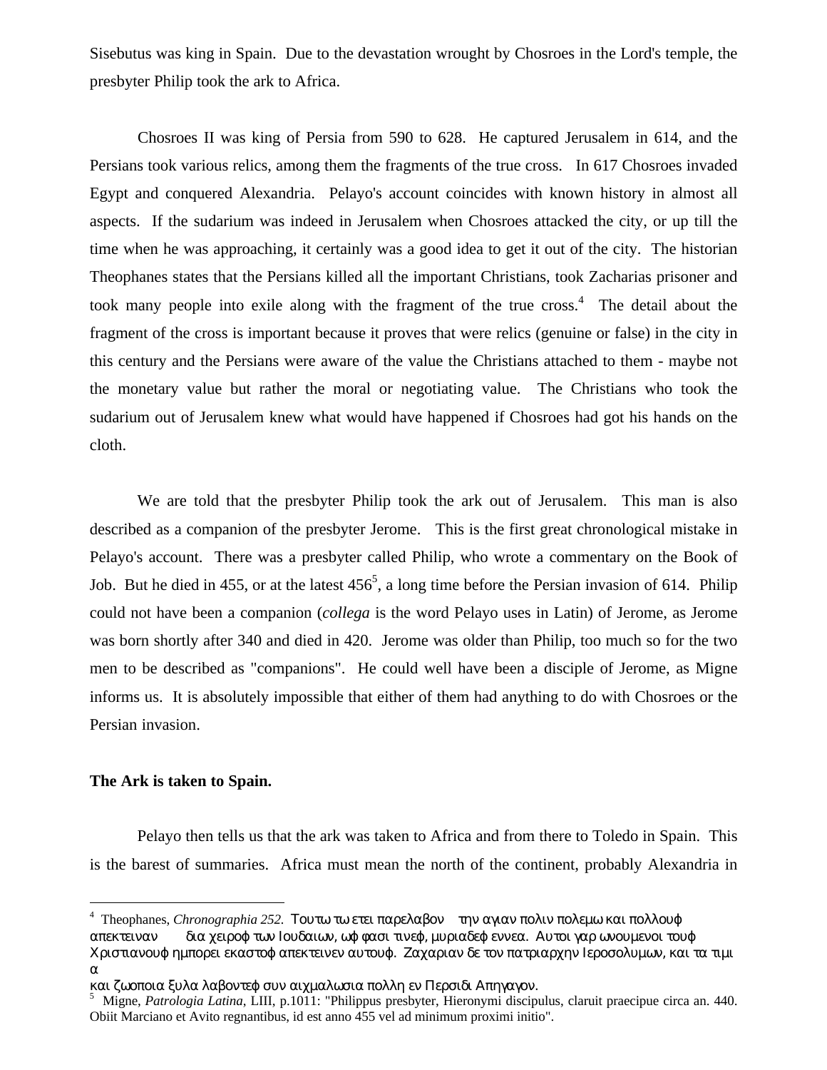Sisebutus was king in Spain. Due to the devastation wrought by Chosroes in the Lord's temple, the presbyter Philip took the ark to Africa.

Chosroes II was king of Persia from 590 to 628. He captured Jerusalem in 614, and the Persians took various relics, among them the fragments of the true cross. In 617 Chosroes invaded Egypt and conquered Alexandria. Pelayo's account coincides with known history in almost all aspects. If the sudarium was indeed in Jerusalem when Chosroes attacked the city, or up till the time when he was approaching, it certainly was a good idea to get it out of the city. The historian Theophanes states that the Persians killed all the important Christians, took Zacharias prisoner and took many people into exile along with the fragment of the true cross.[4] The detail about the fragment of the cross is important because it proves that were relics (genuine or false) in the city in this century and the Persians were aware of the value the Christians attached to them - maybe not the monetary value but rather the moral or negotiating value. The Christians who took the sudarium out of Jerusalem knew what would have happened if Chosroes had got his hands on the cloth.

We are told that the presbyter Philip took the ark out of Jerusalem. This man is also described as a companion of the presbyter Jerome. This is the first great chronological mistake in Pelayo's account. There was a presbyter called Philip, who wrote a commentary on the Book of Job. But he died in 455, or at the latest 456[5], a long time before the Persian invasion of 614. Philip could not have been a companion (*collega* is the word Pelayo uses in Latin) of Jerome, as Jerome was born shortly after 340 and died in 420. Jerome was older than Philip, too much so for the two men to be described as "companions". He could well have been a disciple of Jerome, as Migne informs us. It is absolutely impossible that either of them had anything to do with Chosroes or the Persian invasion.

**The Ark is taken to Spain.**

Pelayo then tells us that the ark was taken to Africa and from there to Toledo in Spain. This is the barest of summaries. Africa must mean the north of the continent, probably Alexandria in

---

[4] Theophanes, *Chronographia 252*. Τουτω τω ετει παρελαβον την αγιαν πολιν πολεμω και πολλουϕ απεκτειναν δια χειροϕ των Ιουδαιων, ωϕ ϕασι τινεϕ, μυριαδεϕ εννεα. Αυτοι γαρ ωνουμενοι τουϕ Χριστιανουϕ ημπορει εκαστοϕ απεκτεινεν αυτουϕ. Ζαχαριαν δε τον πατριαρχην Ιεροσολυμων, και τα τιμια και ζωοποια ξυλα λαβοντεϕ συν αιχμαλωσια πολλη εν Περσιδι Απηγαγον.

[5] Migne, *Patrologia Latina*, LIII, p.1011: "Philippus presbyter, Hieronymi discipulus, claruit praecipue circa an. 440. Obiit Marciano et Avito regnantibus, id est anno 455 vel ad minimum proximi initio".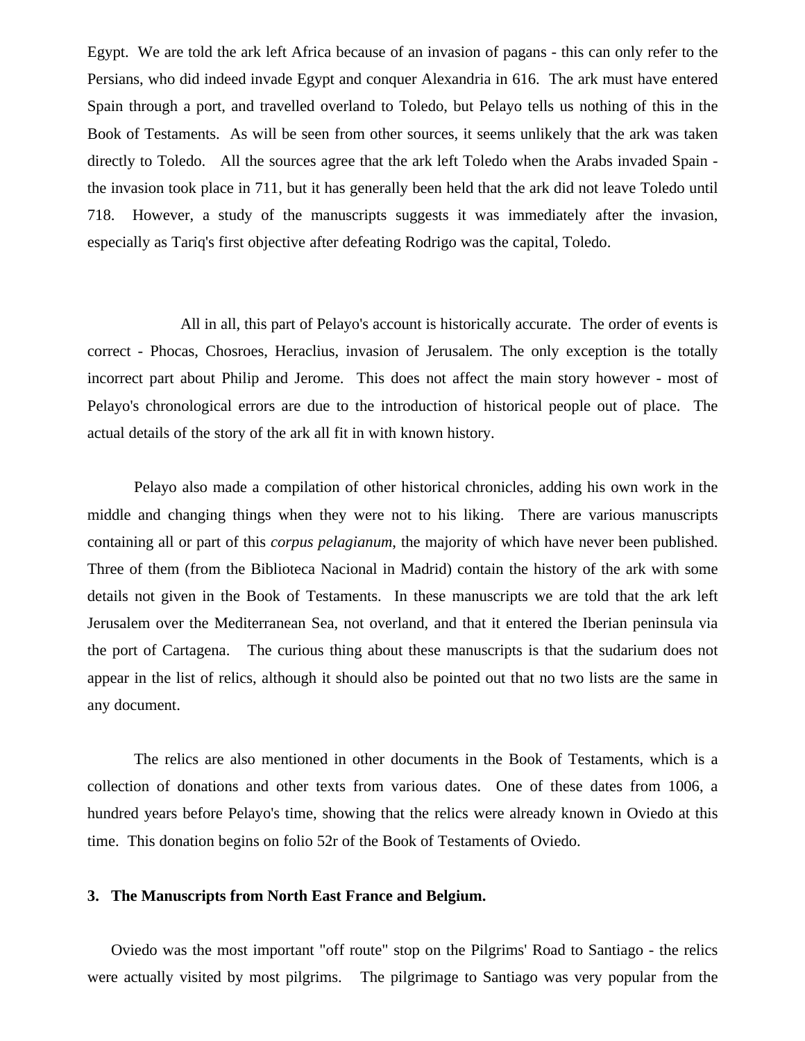Egypt. We are told the ark left Africa because of an invasion of pagans - this can only refer to the Persians, who did indeed invade Egypt and conquer Alexandria in 616. The ark must have entered Spain through a port, and travelled overland to Toledo, but Pelayo tells us nothing of this in the Book of Testaments. As will be seen from other sources, it seems unlikely that the ark was taken directly to Toledo. All the sources agree that the ark left Toledo when the Arabs invaded Spain - the invasion took place in 711, but it has generally been held that the ark did not leave Toledo until 718. However, a study of the manuscripts suggests it was immediately after the invasion, especially as Tariq's first objective after defeating Rodrigo was the capital, Toledo.

All in all, this part of Pelayo's account is historically accurate. The order of events is correct - Phocas, Chosroes, Heraclius, invasion of Jerusalem. The only exception is the totally incorrect part about Philip and Jerome. This does not affect the main story however - most of Pelayo's chronological errors are due to the introduction of historical people out of place. The actual details of the story of the ark all fit in with known history.

Pelayo also made a compilation of other historical chronicles, adding his own work in the middle and changing things when they were not to his liking. There are various manuscripts containing all or part of this *corpus pelagianum*, the majority of which have never been published. Three of them (from the Biblioteca Nacional in Madrid) contain the history of the ark with some details not given in the Book of Testaments. In these manuscripts we are told that the ark left Jerusalem over the Mediterranean Sea, not overland, and that it entered the Iberian peninsula via the port of Cartagena. The curious thing about these manuscripts is that the sudarium does not appear in the list of relics, although it should also be pointed out that no two lists are the same in any document.

The relics are also mentioned in other documents in the Book of Testaments, which is a collection of donations and other texts from various dates. One of these dates from 1006, a hundred years before Pelayo's time, showing that the relics were already known in Oviedo at this time. This donation begins on folio 52r of the Book of Testaments of Oviedo.

### 3. The Manuscripts from North East France and Belgium.

Oviedo was the most important "off route" stop on the Pilgrims' Road to Santiago - the relics were actually visited by most pilgrims. The pilgrimage to Santiago was very popular from the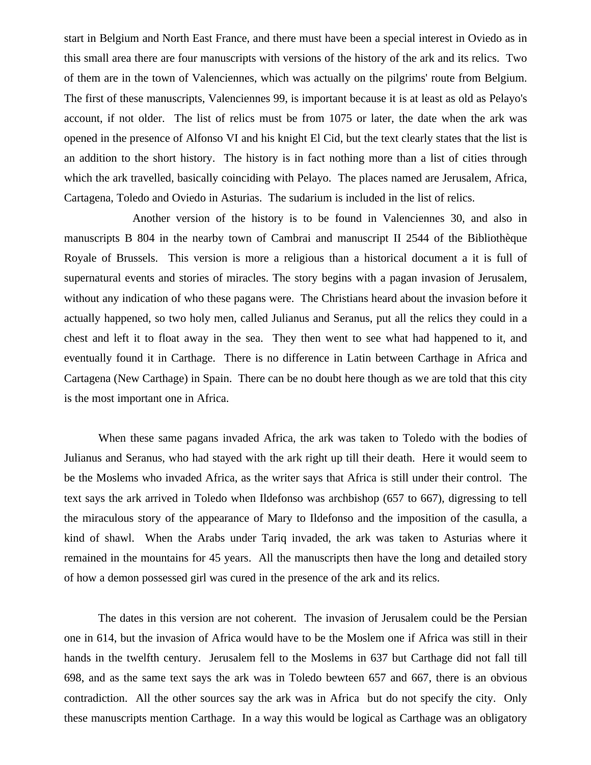start in Belgium and North East France, and there must have been a special interest in Oviedo as in this small area there are four manuscripts with versions of the history of the ark and its relics. Two of them are in the town of Valenciennes, which was actually on the pilgrims' route from Belgium. The first of these manuscripts, Valenciennes 99, is important because it is at least as old as Pelayo's account, if not older. The list of relics must be from 1075 or later, the date when the ark was opened in the presence of Alfonso VI and his knight El Cid, but the text clearly states that the list is an addition to the short history. The history is in fact nothing more than a list of cities through which the ark travelled, basically coinciding with Pelayo. The places named are Jerusalem, Africa, Cartagena, Toledo and Oviedo in Asturias. The sudarium is included in the list of relics.

Another version of the history is to be found in Valenciennes 30, and also in manuscripts B 804 in the nearby town of Cambrai and manuscript II 2544 of the Bibliothèque Royale of Brussels. This version is more a religious than a historical document a it is full of supernatural events and stories of miracles. The story begins with a pagan invasion of Jerusalem, without any indication of who these pagans were. The Christians heard about the invasion before it actually happened, so two holy men, called Julianus and Seranus, put all the relics they could in a chest and left it to float away in the sea. They then went to see what had happened to it, and eventually found it in Carthage. There is no difference in Latin between Carthage in Africa and Cartagena (New Carthage) in Spain. There can be no doubt here though as we are told that this city is the most important one in Africa.

When these same pagans invaded Africa, the ark was taken to Toledo with the bodies of Julianus and Seranus, who had stayed with the ark right up till their death. Here it would seem to be the Moslems who invaded Africa, as the writer says that Africa is still under their control. The text says the ark arrived in Toledo when Ildefonso was archbishop (657 to 667), digressing to tell the miraculous story of the appearance of Mary to Ildefonso and the imposition of the casulla, a kind of shawl. When the Arabs under Tariq invaded, the ark was taken to Asturias where it remained in the mountains for 45 years. All the manuscripts then have the long and detailed story of how a demon possessed girl was cured in the presence of the ark and its relics.

The dates in this version are not coherent. The invasion of Jerusalem could be the Persian one in 614, but the invasion of Africa would have to be the Moslem one if Africa was still in their hands in the twelfth century. Jerusalem fell to the Moslems in 637 but Carthage did not fall till 698, and as the same text says the ark was in Toledo bewteen 657 and 667, there is an obvious contradiction. All the other sources say the ark was in Africa but do not specify the city. Only these manuscripts mention Carthage. In a way this would be logical as Carthage was an obligatory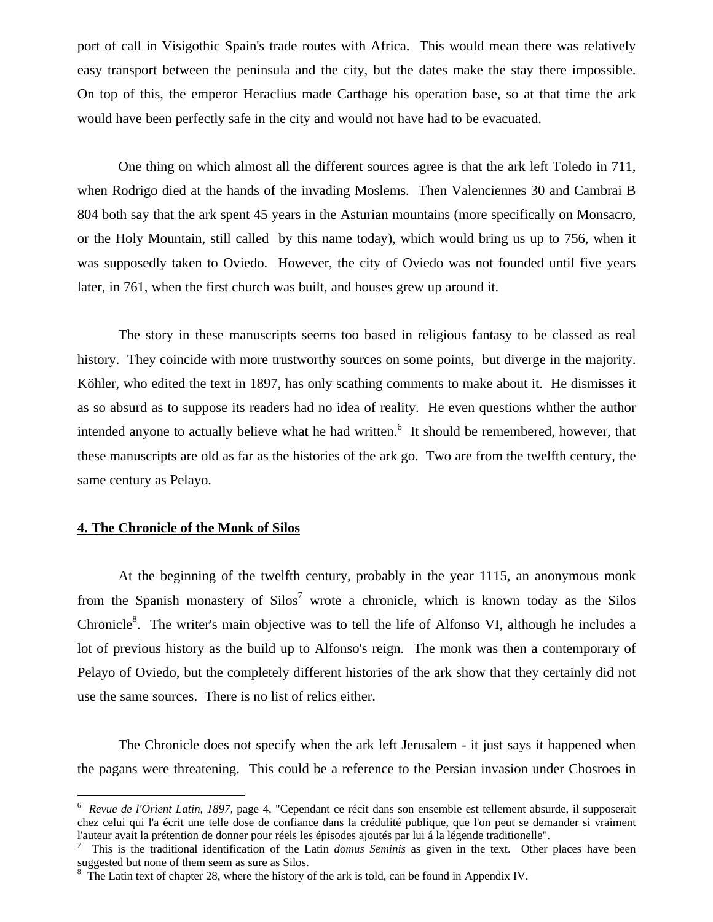port of call in Visigothic Spain's trade routes with Africa. This would mean there was relatively easy transport between the peninsula and the city, but the dates make the stay there impossible. On top of this, the emperor Heraclius made Carthage his operation base, so at that time the ark would have been perfectly safe in the city and would not have had to be evacuated.

One thing on which almost all the different sources agree is that the ark left Toledo in 711, when Rodrigo died at the hands of the invading Moslems. Then Valenciennes 30 and Cambrai B 804 both say that the ark spent 45 years in the Asturian mountains (more specifically on Monsacro, or the Holy Mountain, still called by this name today), which would bring us up to 756, when it was supposedly taken to Oviedo. However, the city of Oviedo was not founded until five years later, in 761, when the first church was built, and houses grew up around it.

The story in these manuscripts seems too based in religious fantasy to be classed as real history. They coincide with more trustworthy sources on some points, but diverge in the majority. Köhler, who edited the text in 1897, has only scathing comments to make about it. He dismisses it as so absurd as to suppose its readers had no idea of reality. He even questions whther the author intended anyone to actually believe what he had written.[6] It should be remembered, however, that these manuscripts are old as far as the histories of the ark go. Two are from the twelfth century, the same century as Pelayo.

## 4. The Chronicle of the Monk of Silos

At the beginning of the twelfth century, probably in the year 1115, an anonymous monk from the Spanish monastery of Silos[7] wrote a chronicle, which is known today as the Silos Chronicle[8]. The writer's main objective was to tell the life of Alfonso VI, although he includes a lot of previous history as the build up to Alfonso's reign. The monk was then a contemporary of Pelayo of Oviedo, but the completely different histories of the ark show that they certainly did not use the same sources. There is no list of relics either.

The Chronicle does not specify when the ark left Jerusalem - it just says it happened when the pagans were threatening. This could be a reference to the Persian invasion under Chosroes in

---

[6] *Revue de l'Orient Latin, 1897*, page 4, "Cependant ce récit dans son ensemble est tellement absurde, il supposerait chez celui qui l'a écrit une telle dose de confiance dans la crédulité publique, que l'on peut se demander si vraiment l'auteur avait la prétention de donner pour réels les épisodes ajoutés par lui á la légende traditionelle".

[7] This is the traditional identification of the Latin *domus Seminis* as given in the text. Other places have been suggested but none of them seem as sure as Silos.

[8] The Latin text of chapter 28, where the history of the ark is told, can be found in Appendix IV.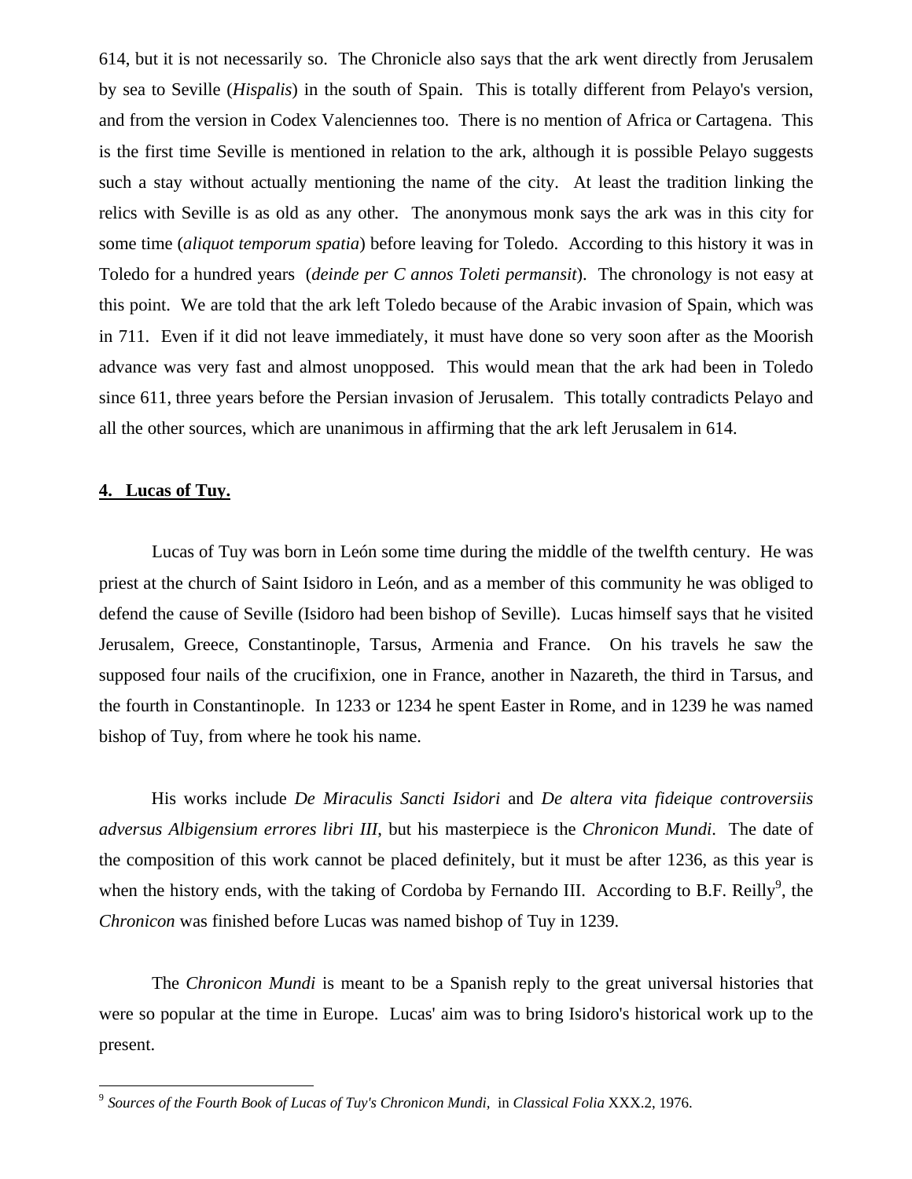614, but it is not necessarily so. The Chronicle also says that the ark went directly from Jerusalem by sea to Seville (*Hispalis*) in the south of Spain. This is totally different from Pelayo's version, and from the version in Codex Valenciennes too. There is no mention of Africa or Cartagena. This is the first time Seville is mentioned in relation to the ark, although it is possible Pelayo suggests such a stay without actually mentioning the name of the city. At least the tradition linking the relics with Seville is as old as any other. The anonymous monk says the ark was in this city for some time (*aliquot temporum spatia*) before leaving for Toledo. According to this history it was in Toledo for a hundred years (*deinde per C annos Toleti permansit*). The chronology is not easy at this point. We are told that the ark left Toledo because of the Arabic invasion of Spain, which was in 711. Even if it did not leave immediately, it must have done so very soon after as the Moorish advance was very fast and almost unopposed. This would mean that the ark had been in Toledo since 611, three years before the Persian invasion of Jerusalem. This totally contradicts Pelayo and all the other sources, which are unanimous in affirming that the ark left Jerusalem in 614.

## 4. Lucas of Tuy.

Lucas of Tuy was born in León some time during the middle of the twelfth century. He was priest at the church of Saint Isidoro in León, and as a member of this community he was obliged to defend the cause of Seville (Isidoro had been bishop of Seville). Lucas himself says that he visited Jerusalem, Greece, Constantinople, Tarsus, Armenia and France. On his travels he saw the supposed four nails of the crucifixion, one in France, another in Nazareth, the third in Tarsus, and the fourth in Constantinople. In 1233 or 1234 he spent Easter in Rome, and in 1239 he was named bishop of Tuy, from where he took his name.

His works include *De Miraculis Sancti Isidori* and *De altera vita fideique controversiis adversus Albigensium errores libri III*, but his masterpiece is the *Chronicon Mundi*. The date of the composition of this work cannot be placed definitely, but it must be after 1236, as this year is when the history ends, with the taking of Cordoba by Fernando III. According to B.F. Reilly[9], the *Chronicon* was finished before Lucas was named bishop of Tuy in 1239.

The *Chronicon Mundi* is meant to be a Spanish reply to the great universal histories that were so popular at the time in Europe. Lucas' aim was to bring Isidoro's historical work up to the present.

---

[9] *Sources of the Fourth Book of Lucas of Tuy's Chronicon Mundi,* in *Classical Folia* XXX.2, 1976.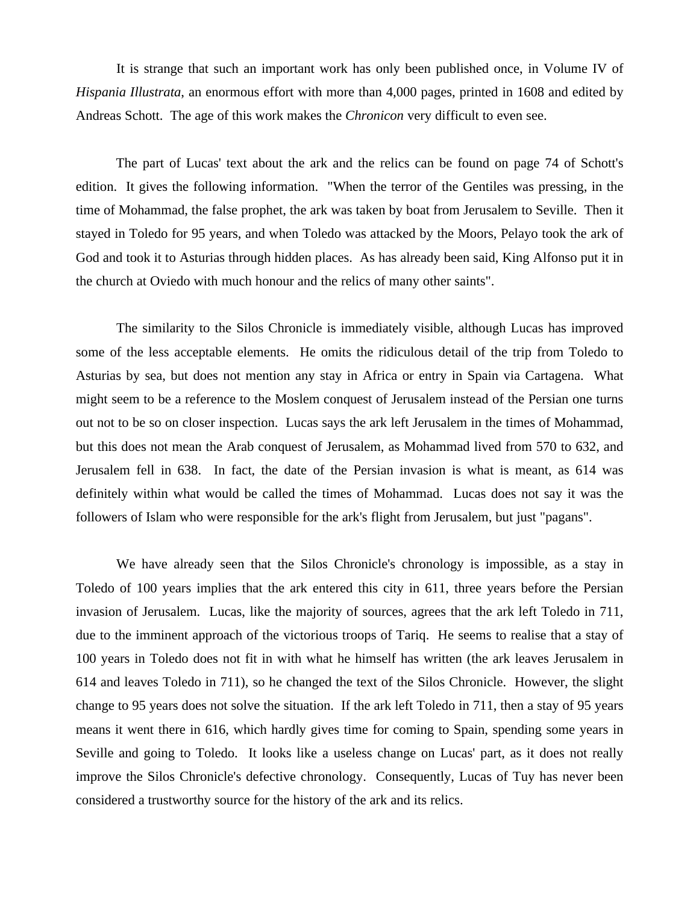It is strange that such an important work has only been published once, in Volume IV of *Hispania Illustrata*, an enormous effort with more than 4,000 pages, printed in 1608 and edited by Andreas Schott. The age of this work makes the *Chronicon* very difficult to even see.

The part of Lucas' text about the ark and the relics can be found on page 74 of Schott's edition. It gives the following information. "When the terror of the Gentiles was pressing, in the time of Mohammad, the false prophet, the ark was taken by boat from Jerusalem to Seville. Then it stayed in Toledo for 95 years, and when Toledo was attacked by the Moors, Pelayo took the ark of God and took it to Asturias through hidden places. As has already been said, King Alfonso put it in the church at Oviedo with much honour and the relics of many other saints".

The similarity to the Silos Chronicle is immediately visible, although Lucas has improved some of the less acceptable elements. He omits the ridiculous detail of the trip from Toledo to Asturias by sea, but does not mention any stay in Africa or entry in Spain via Cartagena. What might seem to be a reference to the Moslem conquest of Jerusalem instead of the Persian one turns out not to be so on closer inspection. Lucas says the ark left Jerusalem in the times of Mohammad, but this does not mean the Arab conquest of Jerusalem, as Mohammad lived from 570 to 632, and Jerusalem fell in 638. In fact, the date of the Persian invasion is what is meant, as 614 was definitely within what would be called the times of Mohammad. Lucas does not say it was the followers of Islam who were responsible for the ark's flight from Jerusalem, but just "pagans".

We have already seen that the Silos Chronicle's chronology is impossible, as a stay in Toledo of 100 years implies that the ark entered this city in 611, three years before the Persian invasion of Jerusalem. Lucas, like the majority of sources, agrees that the ark left Toledo in 711, due to the imminent approach of the victorious troops of Tariq. He seems to realise that a stay of 100 years in Toledo does not fit in with what he himself has written (the ark leaves Jerusalem in 614 and leaves Toledo in 711), so he changed the text of the Silos Chronicle. However, the slight change to 95 years does not solve the situation. If the ark left Toledo in 711, then a stay of 95 years means it went there in 616, which hardly gives time for coming to Spain, spending some years in Seville and going to Toledo. It looks like a useless change on Lucas' part, as it does not really improve the Silos Chronicle's defective chronology. Consequently, Lucas of Tuy has never been considered a trustworthy source for the history of the ark and its relics.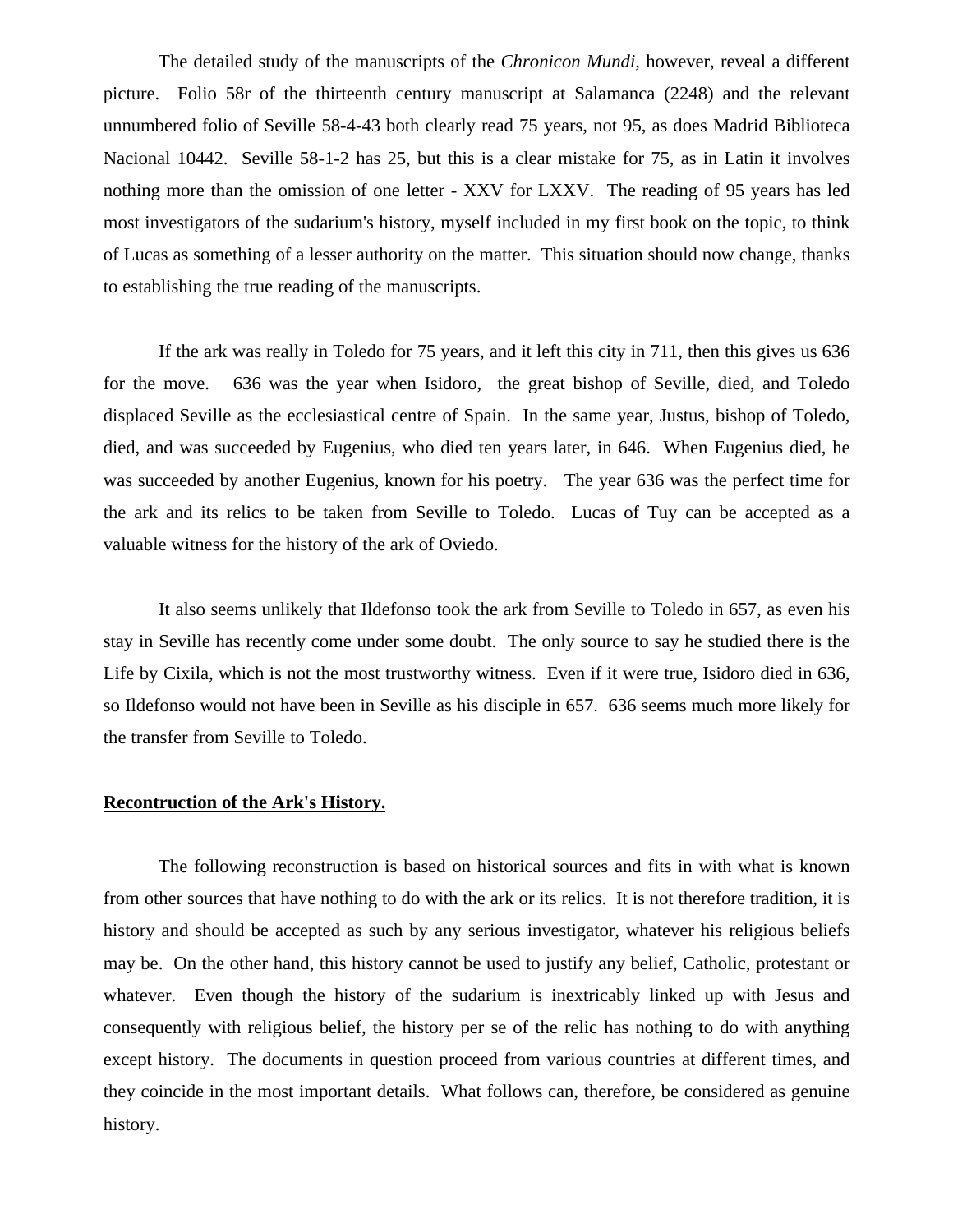The detailed study of the manuscripts of the *Chronicon Mundi*, however, reveal a different picture. Folio 58r of the thirteenth century manuscript at Salamanca (2248) and the relevant unnumbered folio of Seville 58-4-43 both clearly read 75 years, not 95, as does Madrid Biblioteca Nacional 10442. Seville 58-1-2 has 25, but this is a clear mistake for 75, as in Latin it involves nothing more than the omission of one letter - XXV for LXXV. The reading of 95 years has led most investigators of the sudarium's history, myself included in my first book on the topic, to think of Lucas as something of a lesser authority on the matter. This situation should now change, thanks to establishing the true reading of the manuscripts.

If the ark was really in Toledo for 75 years, and it left this city in 711, then this gives us 636 for the move. 636 was the year when Isidoro, the great bishop of Seville, died, and Toledo displaced Seville as the ecclesiastical centre of Spain. In the same year, Justus, bishop of Toledo, died, and was succeeded by Eugenius, who died ten years later, in 646. When Eugenius died, he was succeeded by another Eugenius, known for his poetry. The year 636 was the perfect time for the ark and its relics to be taken from Seville to Toledo. Lucas of Tuy can be accepted as a valuable witness for the history of the ark of Oviedo.

It also seems unlikely that Ildefonso took the ark from Seville to Toledo in 657, as even his stay in Seville has recently come under some doubt. The only source to say he studied there is the Life by Cixila, which is not the most trustworthy witness. Even if it were true, Isidoro died in 636, so Ildefonso would not have been in Seville as his disciple in 657. 636 seems much more likely for the transfer from Seville to Toledo.

**Recontruction of the Ark's History.**

The following reconstruction is based on historical sources and fits in with what is known from other sources that have nothing to do with the ark or its relics. It is not therefore tradition, it is history and should be accepted as such by any serious investigator, whatever his religious beliefs may be. On the other hand, this history cannot be used to justify any belief, Catholic, protestant or whatever. Even though the history of the sudarium is inextricably linked up with Jesus and consequently with religious belief, the history per se of the relic has nothing to do with anything except history. The documents in question proceed from various countries at different times, and they coincide in the most important details. What follows can, therefore, be considered as genuine history.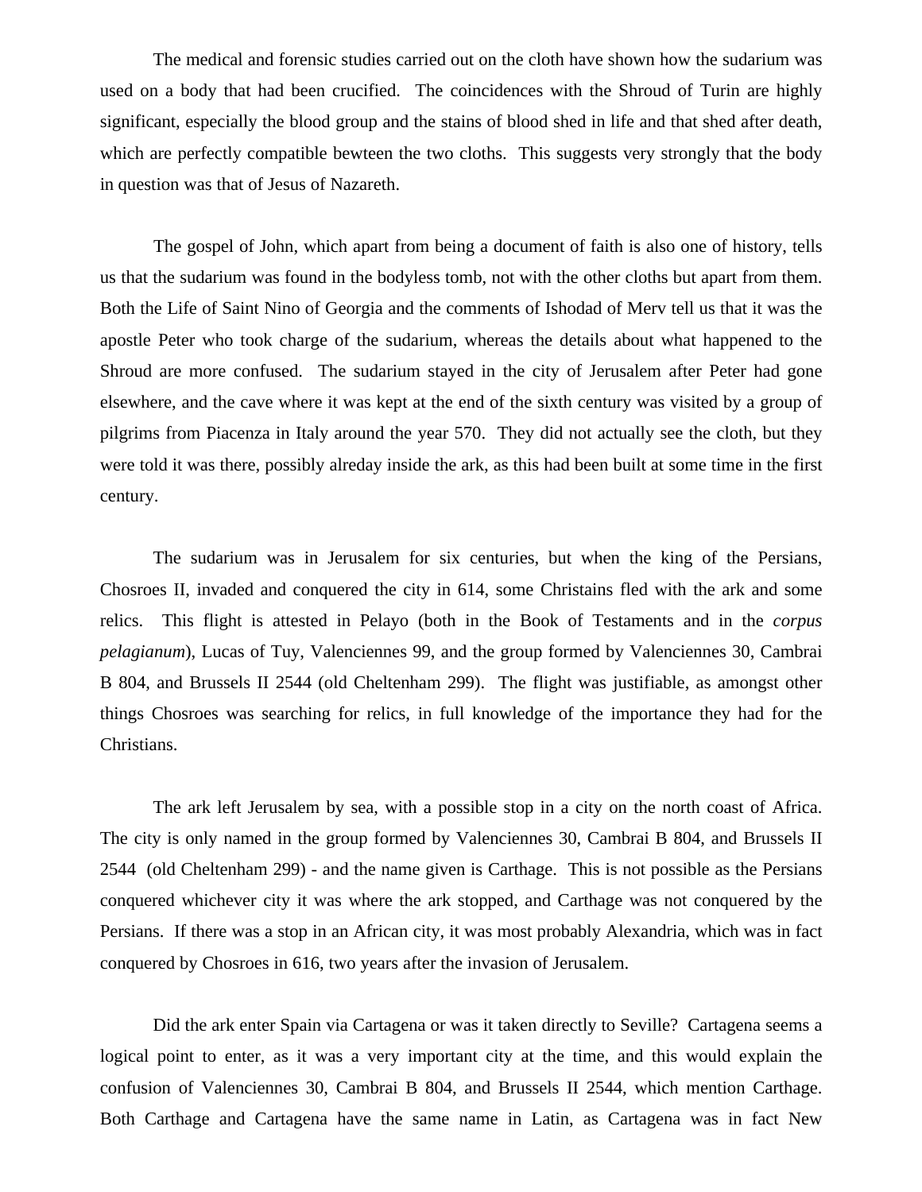The medical and forensic studies carried out on the cloth have shown how the sudarium was used on a body that had been crucified. The coincidences with the Shroud of Turin are highly significant, especially the blood group and the stains of blood shed in life and that shed after death, which are perfectly compatible bewteen the two cloths. This suggests very strongly that the body in question was that of Jesus of Nazareth.

The gospel of John, which apart from being a document of faith is also one of history, tells us that the sudarium was found in the bodyless tomb, not with the other cloths but apart from them. Both the Life of Saint Nino of Georgia and the comments of Ishodad of Merv tell us that it was the apostle Peter who took charge of the sudarium, whereas the details about what happened to the Shroud are more confused. The sudarium stayed in the city of Jerusalem after Peter had gone elsewhere, and the cave where it was kept at the end of the sixth century was visited by a group of pilgrims from Piacenza in Italy around the year 570. They did not actually see the cloth, but they were told it was there, possibly alreday inside the ark, as this had been built at some time in the first century.

The sudarium was in Jerusalem for six centuries, but when the king of the Persians, Chosroes II, invaded and conquered the city in 614, some Christains fled with the ark and some relics. This flight is attested in Pelayo (both in the Book of Testaments and in the *corpus pelagianum*), Lucas of Tuy, Valenciennes 99, and the group formed by Valenciennes 30, Cambrai B 804, and Brussels II 2544 (old Cheltenham 299). The flight was justifiable, as amongst other things Chosroes was searching for relics, in full knowledge of the importance they had for the Christians.

The ark left Jerusalem by sea, with a possible stop in a city on the north coast of Africa. The city is only named in the group formed by Valenciennes 30, Cambrai B 804, and Brussels II 2544 (old Cheltenham 299) - and the name given is Carthage. This is not possible as the Persians conquered whichever city it was where the ark stopped, and Carthage was not conquered by the Persians. If there was a stop in an African city, it was most probably Alexandria, which was in fact conquered by Chosroes in 616, two years after the invasion of Jerusalem.

Did the ark enter Spain via Cartagena or was it taken directly to Seville? Cartagena seems a logical point to enter, as it was a very important city at the time, and this would explain the confusion of Valenciennes 30, Cambrai B 804, and Brussels II 2544, which mention Carthage. Both Carthage and Cartagena have the same name in Latin, as Cartagena was in fact New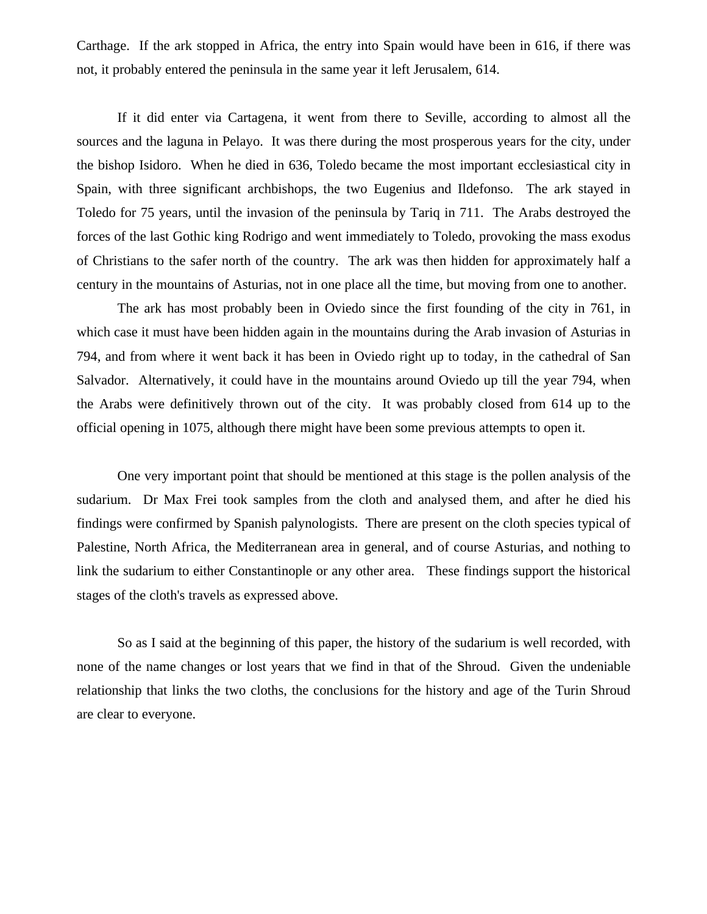Carthage. If the ark stopped in Africa, the entry into Spain would have been in 616, if there was not, it probably entered the peninsula in the same year it left Jerusalem, 614.

If it did enter via Cartagena, it went from there to Seville, according to almost all the sources and the laguna in Pelayo. It was there during the most prosperous years for the city, under the bishop Isidoro. When he died in 636, Toledo became the most important ecclesiastical city in Spain, with three significant archbishops, the two Eugenius and Ildefonso. The ark stayed in Toledo for 75 years, until the invasion of the peninsula by Tariq in 711. The Arabs destroyed the forces of the last Gothic king Rodrigo and went immediately to Toledo, provoking the mass exodus of Christians to the safer north of the country. The ark was then hidden for approximately half a century in the mountains of Asturias, not in one place all the time, but moving from one to another.

The ark has most probably been in Oviedo since the first founding of the city in 761, in which case it must have been hidden again in the mountains during the Arab invasion of Asturias in 794, and from where it went back it has been in Oviedo right up to today, in the cathedral of San Salvador. Alternatively, it could have in the mountains around Oviedo up till the year 794, when the Arabs were definitively thrown out of the city. It was probably closed from 614 up to the official opening in 1075, although there might have been some previous attempts to open it.

One very important point that should be mentioned at this stage is the pollen analysis of the sudarium. Dr Max Frei took samples from the cloth and analysed them, and after he died his findings were confirmed by Spanish palynologists. There are present on the cloth species typical of Palestine, North Africa, the Mediterranean area in general, and of course Asturias, and nothing to link the sudarium to either Constantinople or any other area. These findings support the historical stages of the cloth's travels as expressed above.

So as I said at the beginning of this paper, the history of the sudarium is well recorded, with none of the name changes or lost years that we find in that of the Shroud. Given the undeniable relationship that links the two cloths, the conclusions for the history and age of the Turin Shroud are clear to everyone.